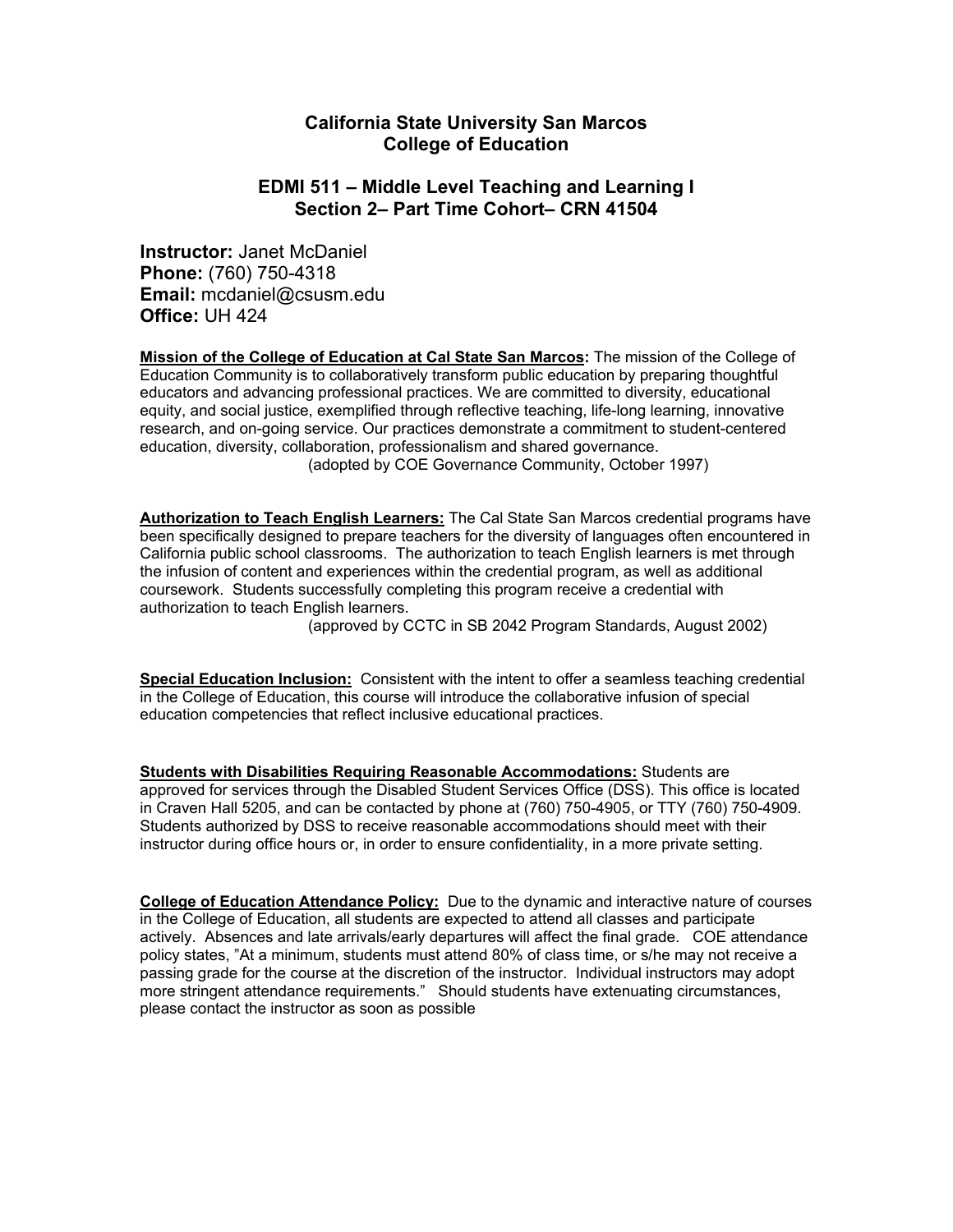# California State University San Marcos
# College of Education

## EDMI 511 – Middle Level Teaching and Learning I
## Section 2– Part Time Cohort– CRN 41504

**Instructor:** Janet McDaniel
**Phone:** (760) 750-4318
**Email:** mcdaniel@csusm.edu
**Office:** UH 424

**Mission of the College of Education at Cal State San Marcos:** The mission of the College of Education Community is to collaboratively transform public education by preparing thoughtful educators and advancing professional practices. We are committed to diversity, educational equity, and social justice, exemplified through reflective teaching, life-long learning, innovative research, and on-going service. Our practices demonstrate a commitment to student-centered education, diversity, collaboration, professionalism and shared governance.
(adopted by COE Governance Community, October 1997)

**Authorization to Teach English Learners:** The Cal State San Marcos credential programs have been specifically designed to prepare teachers for the diversity of languages often encountered in California public school classrooms. The authorization to teach English learners is met through the infusion of content and experiences within the credential program, as well as additional coursework. Students successfully completing this program receive a credential with authorization to teach English learners.
(approved by CCTC in SB 2042 Program Standards, August 2002)

**Special Education Inclusion:** Consistent with the intent to offer a seamless teaching credential in the College of Education, this course will introduce the collaborative infusion of special education competencies that reflect inclusive educational practices.

**Students with Disabilities Requiring Reasonable Accommodations:** Students are approved for services through the Disabled Student Services Office (DSS). This office is located in Craven Hall 5205, and can be contacted by phone at (760) 750-4905, or TTY (760) 750-4909. Students authorized by DSS to receive reasonable accommodations should meet with their instructor during office hours or, in order to ensure confidentiality, in a more private setting.

**College of Education Attendance Policy:** Due to the dynamic and interactive nature of courses in the College of Education, all students are expected to attend all classes and participate actively. Absences and late arrivals/early departures will affect the final grade. COE attendance policy states, "At a minimum, students must attend 80% of class time, or s/he may not receive a passing grade for the course at the discretion of the instructor. Individual instructors may adopt more stringent attendance requirements." Should students have extenuating circumstances, please contact the instructor as soon as possible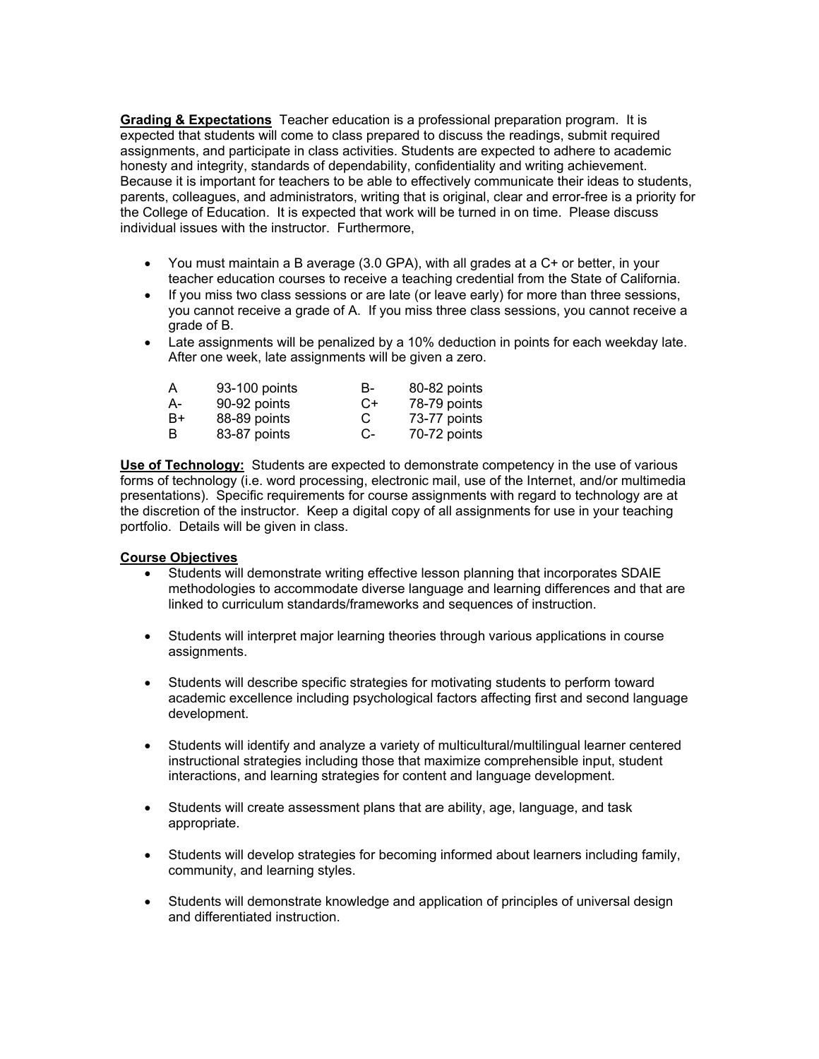**Grading & Expectations** Teacher education is a professional preparation program. It is expected that students will come to class prepared to discuss the readings, submit required assignments, and participate in class activities. Students are expected to adhere to academic honesty and integrity, standards of dependability, confidentiality and writing achievement. Because it is important for teachers to be able to effectively communicate their ideas to students, parents, colleagues, and administrators, writing that is original, clear and error-free is a priority for the College of Education. It is expected that work will be turned in on time. Please discuss individual issues with the instructor. Furthermore,

- You must maintain a B average (3.0 GPA), with all grades at a C+ or better, in your teacher education courses to receive a teaching credential from the State of California.
- If you miss two class sessions or are late (or leave early) for more than three sessions, you cannot receive a grade of A. If you miss three class sessions, you cannot receive a grade of B.
- Late assignments will be penalized by a 10% deduction in points for each weekday late. After one week, late assignments will be given a zero.

| | | | |
|---|---|---|---|
| A | 93-100 points | B- | 80-82 points |
| A- | 90-92 points | C+ | 78-79 points |
| B+ | 88-89 points | C | 73-77 points |
| B | 83-87 points | C- | 70-72 points |

**Use of Technology:** Students are expected to demonstrate competency in the use of various forms of technology (i.e. word processing, electronic mail, use of the Internet, and/or multimedia presentations). Specific requirements for course assignments with regard to technology are at the discretion of the instructor. Keep a digital copy of all assignments for use in your teaching portfolio. Details will be given in class.

**Course Objectives**

- Students will demonstrate writing effective lesson planning that incorporates SDAIE methodologies to accommodate diverse language and learning differences and that are linked to curriculum standards/frameworks and sequences of instruction.
- Students will interpret major learning theories through various applications in course assignments.
- Students will describe specific strategies for motivating students to perform toward academic excellence including psychological factors affecting first and second language development.
- Students will identify and analyze a variety of multicultural/multilingual learner centered instructional strategies including those that maximize comprehensible input, student interactions, and learning strategies for content and language development.
- Students will create assessment plans that are ability, age, language, and task appropriate.
- Students will develop strategies for becoming informed about learners including family, community, and learning styles.
- Students will demonstrate knowledge and application of principles of universal design and differentiated instruction.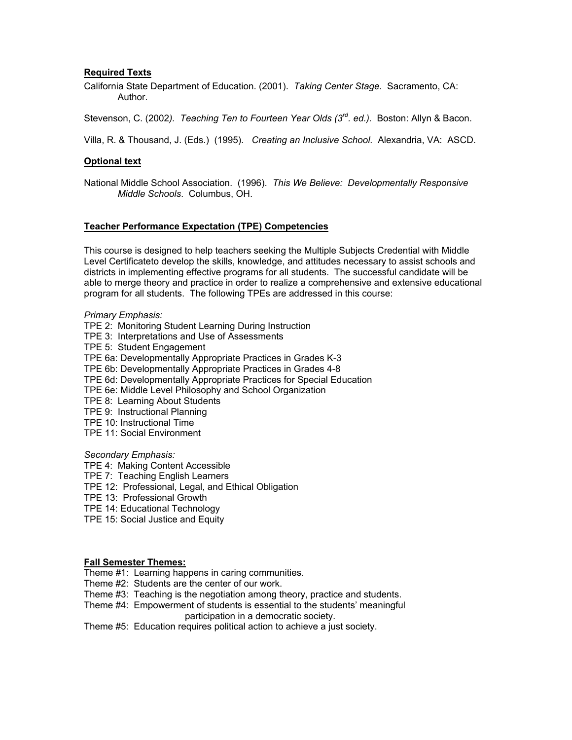**Required Texts**

California State Department of Education. (2001). *Taking Center Stage.* Sacramento, CA: Author.

Stevenson, C. (2002*). Teaching Ten to Fourteen Year Olds (3rd. ed.).* Boston: Allyn & Bacon.

Villa, R. & Thousand, J. (Eds.) (1995). *Creating an Inclusive School.* Alexandria, VA: ASCD.

**Optional text**

National Middle School Association. (1996). *This We Believe: Developmentally Responsive Middle Schools*. Columbus, OH.

**Teacher Performance Expectation (TPE) Competencies**

This course is designed to help teachers seeking the Multiple Subjects Credential with Middle Level Certificateto develop the skills, knowledge, and attitudes necessary to assist schools and districts in implementing effective programs for all students. The successful candidate will be able to merge theory and practice in order to realize a comprehensive and extensive educational program for all students. The following TPEs are addressed in this course:

*Primary Emphasis:*

TPE 2: Monitoring Student Learning During Instruction
TPE 3: Interpretations and Use of Assessments
TPE 5: Student Engagement
TPE 6a: Developmentally Appropriate Practices in Grades K-3
TPE 6b: Developmentally Appropriate Practices in Grades 4-8
TPE 6d: Developmentally Appropriate Practices for Special Education
TPE 6e: Middle Level Philosophy and School Organization
TPE 8: Learning About Students
TPE 9: Instructional Planning
TPE 10: Instructional Time
TPE 11: Social Environment

*Secondary Emphasis:*

TPE 4: Making Content Accessible
TPE 7: Teaching English Learners
TPE 12: Professional, Legal, and Ethical Obligation
TPE 13: Professional Growth
TPE 14: Educational Technology
TPE 15: Social Justice and Equity

**Fall Semester Themes:**

Theme #1: Learning happens in caring communities.
Theme #2: Students are the center of our work.
Theme #3: Teaching is the negotiation among theory, practice and students.
Theme #4: Empowerment of students is essential to the students' meaningful participation in a democratic society.
Theme #5: Education requires political action to achieve a just society.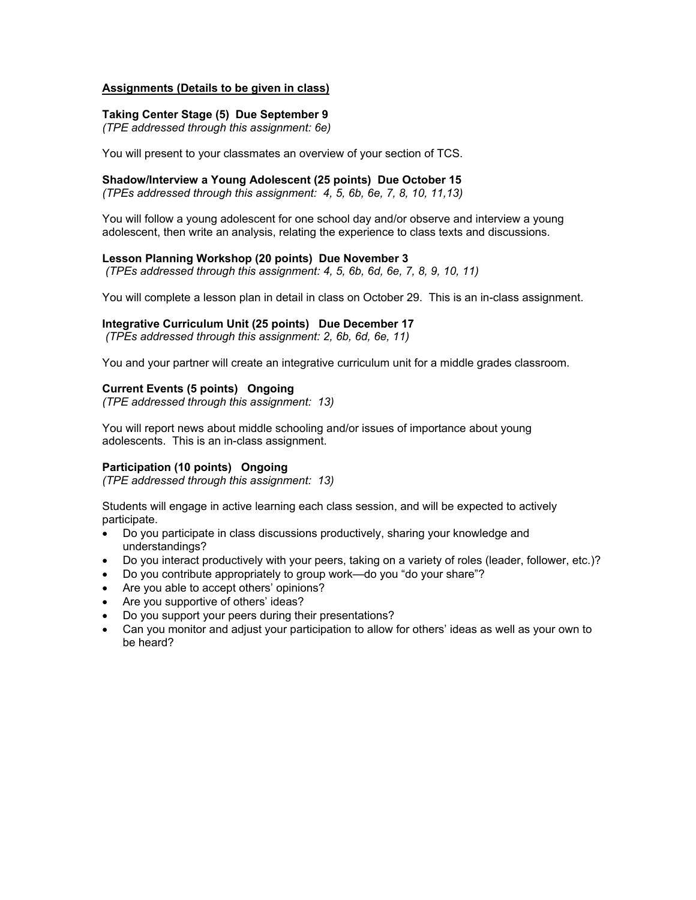**<u>Assignments (Details to be given in class)</u>**

**Taking Center Stage (5) Due September 9**
*(TPE addressed through this assignment: 6e)*

You will present to your classmates an overview of your section of TCS.

**Shadow/Interview a Young Adolescent (25 points) Due October 15**
*(TPEs addressed through this assignment: 4, 5, 6b, 6e, 7, 8, 10, 11,13)*

You will follow a young adolescent for one school day and/or observe and interview a young adolescent, then write an analysis, relating the experience to class texts and discussions.

**Lesson Planning Workshop (20 points) Due November 3**
*(TPEs addressed through this assignment: 4, 5, 6b, 6d, 6e, 7, 8, 9, 10, 11)*

You will complete a lesson plan in detail in class on October 29. This is an in-class assignment.

**Integrative Curriculum Unit (25 points) Due December 17**
*(TPEs addressed through this assignment: 2, 6b, 6d, 6e, 11)*

You and your partner will create an integrative curriculum unit for a middle grades classroom.

**Current Events (5 points) Ongoing**
*(TPE addressed through this assignment: 13)*

You will report news about middle schooling and/or issues of importance about young adolescents. This is an in-class assignment.

**Participation (10 points) Ongoing**
*(TPE addressed through this assignment: 13)*

Students will engage in active learning each class session, and will be expected to actively participate.

- Do you participate in class discussions productively, sharing your knowledge and understandings?
- Do you interact productively with your peers, taking on a variety of roles (leader, follower, etc.)?
- Do you contribute appropriately to group work—do you "do your share"?
- Are you able to accept others' opinions?
- Are you supportive of others' ideas?
- Do you support your peers during their presentations?
- Can you monitor and adjust your participation to allow for others' ideas as well as your own to be heard?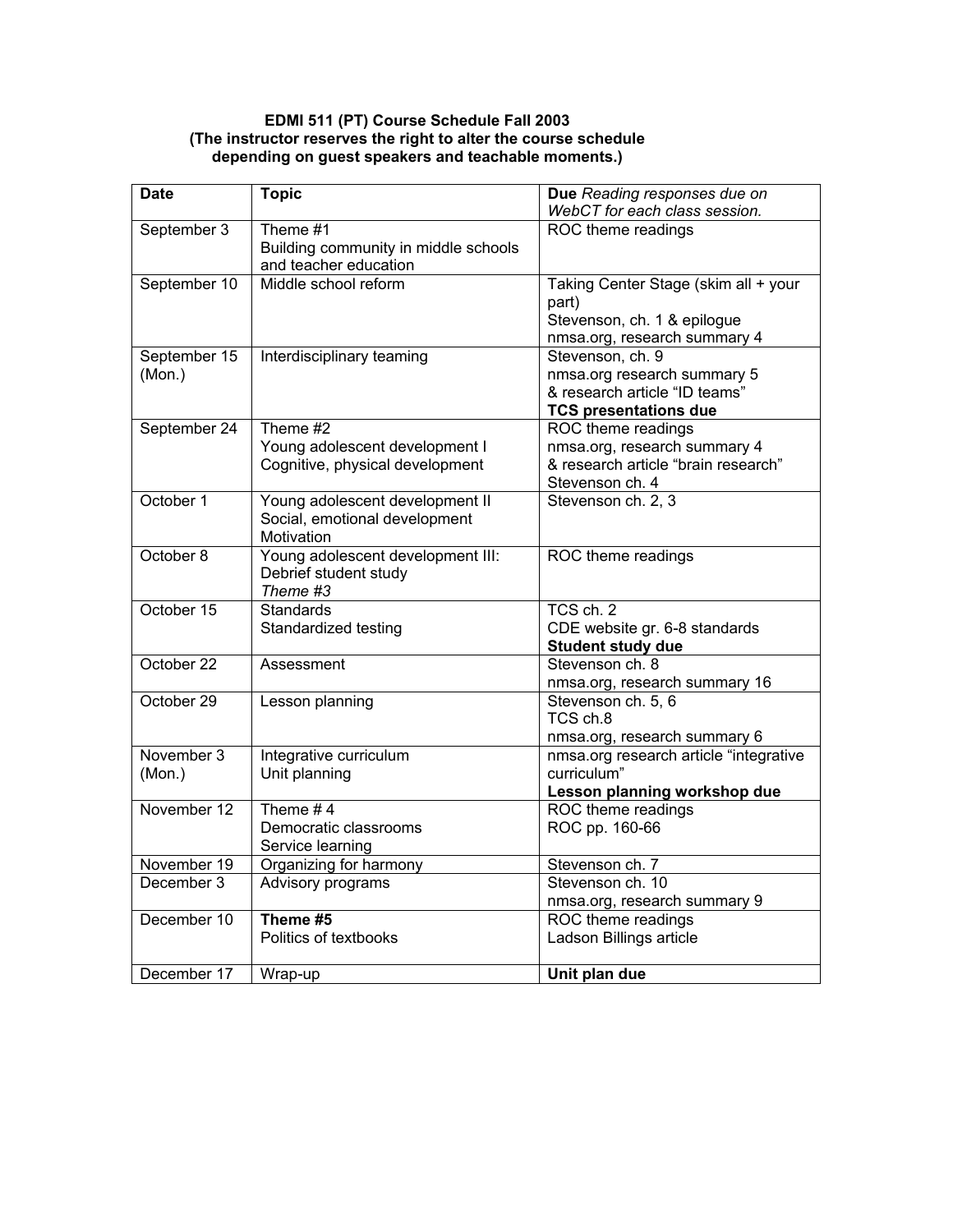**EDMI 511 (PT) Course Schedule Fall 2003**
**(The instructor reserves the right to alter the course schedule depending on guest speakers and teachable moments.)**

| **Date** | **Topic** | **Due** *Reading responses due on WebCT for each class session.* |
|---|---|---|
| September 3 | Theme #1<br>Building community in middle schools and teacher education | ROC theme readings |
| September 10 | Middle school reform | Taking Center Stage (skim all + your part)<br>Stevenson, ch. 1 & epilogue<br>nmsa.org, research summary 4 |
| September 15 (Mon.) | Interdisciplinary teaming | Stevenson, ch. 9<br>nmsa.org research summary 5 & research article "ID teams"<br>**TCS presentations due** |
| September 24 | Theme #2<br>Young adolescent development I<br>Cognitive, physical development | ROC theme readings<br>nmsa.org, research summary 4 & research article "brain research"<br>Stevenson ch. 4 |
| October 1 | Young adolescent development II<br>Social, emotional development<br>Motivation | Stevenson ch. 2, 3 |
| October 8 | Young adolescent development III: Debrief student study<br>*Theme #3* | ROC theme readings |
| October 15 | Standards<br>Standardized testing | TCS ch. 2<br>CDE website gr. 6-8 standards<br>**Student study due** |
| October 22 | Assessment | Stevenson ch. 8<br>nmsa.org, research summary 16 |
| October 29 | Lesson planning | Stevenson ch. 5, 6<br>TCS ch.8<br>nmsa.org, research summary 6 |
| November 3 (Mon.) | Integrative curriculum<br>Unit planning | nmsa.org research article "integrative curriculum"<br>**Lesson planning workshop due** |
| November 12 | Theme # 4<br>Democratic classrooms<br>Service learning | ROC theme readings<br>ROC pp. 160-66 |
| November 19 | Organizing for harmony | Stevenson ch. 7 |
| December 3 | Advisory programs | Stevenson ch. 10<br>nmsa.org, research summary 9 |
| December 10 | **Theme #5**<br>Politics of textbooks | ROC theme readings<br>Ladson Billings article |
| December 17 | Wrap-up | **Unit plan due** |